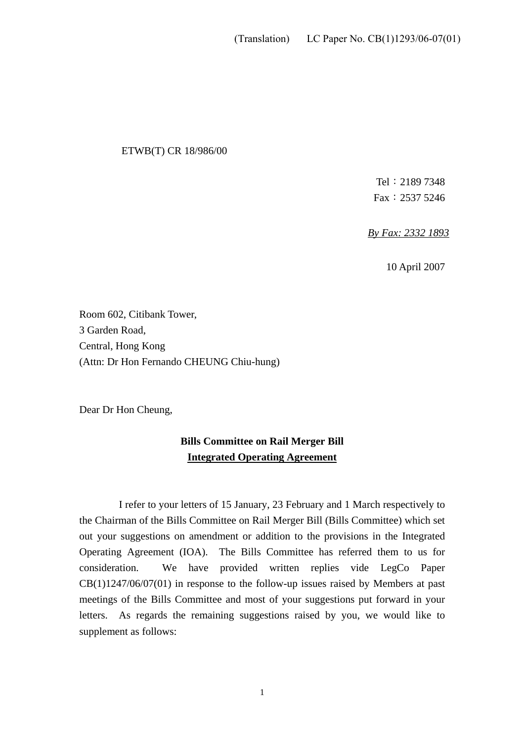(Translation) LC Paper No. CB(1)1293/06-07(01)

ETWB(T) CR 18/986/00

Tel：2189 7348
Fax：2537 5246

*By Fax: 2332 1893*

10 April 2007

Room 602, Citibank Tower,
3 Garden Road,
Central, Hong Kong
(Attn: Dr Hon Fernando CHEUNG Chiu-hung)

Dear Dr Hon Cheung,

**Bills Committee on Rail Merger Bill**
**Integrated Operating Agreement**

I refer to your letters of 15 January, 23 February and 1 March respectively to the Chairman of the Bills Committee on Rail Merger Bill (Bills Committee) which set out your suggestions on amendment or addition to the provisions in the Integrated Operating Agreement (IOA). The Bills Committee has referred them to us for consideration. We have provided written replies vide LegCo Paper CB(1)1247/06/07(01) in response to the follow-up issues raised by Members at past meetings of the Bills Committee and most of your suggestions put forward in your letters. As regards the remaining suggestions raised by you, we would like to supplement as follows: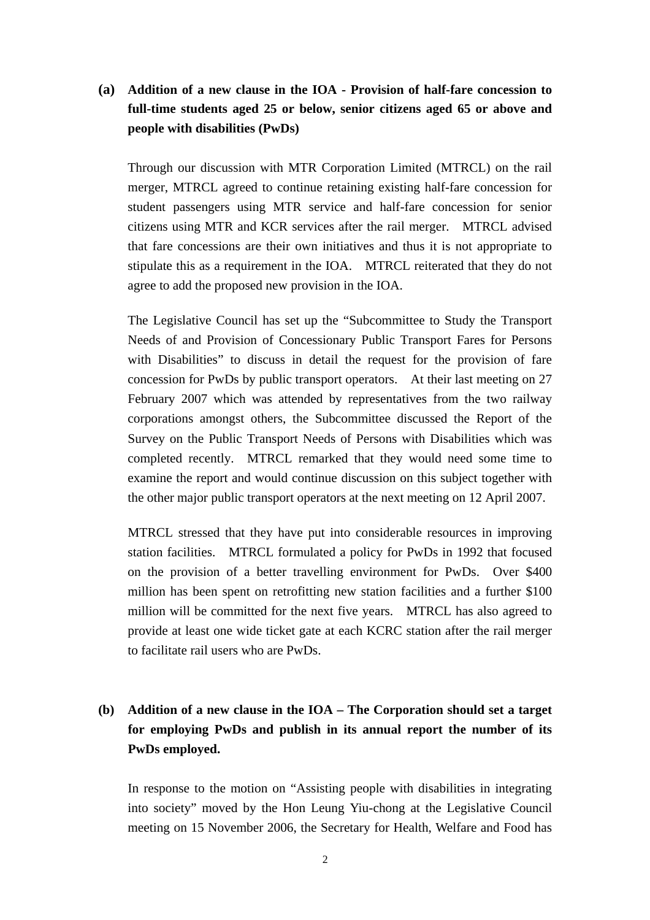**(a) Addition of a new clause in the IOA - Provision of half-fare concession to full-time students aged 25 or below, senior citizens aged 65 or above and people with disabilities (PwDs)**

Through our discussion with MTR Corporation Limited (MTRCL) on the rail merger, MTRCL agreed to continue retaining existing half-fare concession for student passengers using MTR service and half-fare concession for senior citizens using MTR and KCR services after the rail merger. MTRCL advised that fare concessions are their own initiatives and thus it is not appropriate to stipulate this as a requirement in the IOA. MTRCL reiterated that they do not agree to add the proposed new provision in the IOA.

The Legislative Council has set up the "Subcommittee to Study the Transport Needs of and Provision of Concessionary Public Transport Fares for Persons with Disabilities" to discuss in detail the request for the provision of fare concession for PwDs by public transport operators. At their last meeting on 27 February 2007 which was attended by representatives from the two railway corporations amongst others, the Subcommittee discussed the Report of the Survey on the Public Transport Needs of Persons with Disabilities which was completed recently. MTRCL remarked that they would need some time to examine the report and would continue discussion on this subject together with the other major public transport operators at the next meeting on 12 April 2007.

MTRCL stressed that they have put into considerable resources in improving station facilities. MTRCL formulated a policy for PwDs in 1992 that focused on the provision of a better travelling environment for PwDs. Over $400 million has been spent on retrofitting new station facilities and a further $100 million will be committed for the next five years. MTRCL has also agreed to provide at least one wide ticket gate at each KCRC station after the rail merger to facilitate rail users who are PwDs.

**(b) Addition of a new clause in the IOA – The Corporation should set a target for employing PwDs and publish in its annual report the number of its PwDs employed.**

In response to the motion on "Assisting people with disabilities in integrating into society" moved by the Hon Leung Yiu-chong at the Legislative Council meeting on 15 November 2006, the Secretary for Health, Welfare and Food has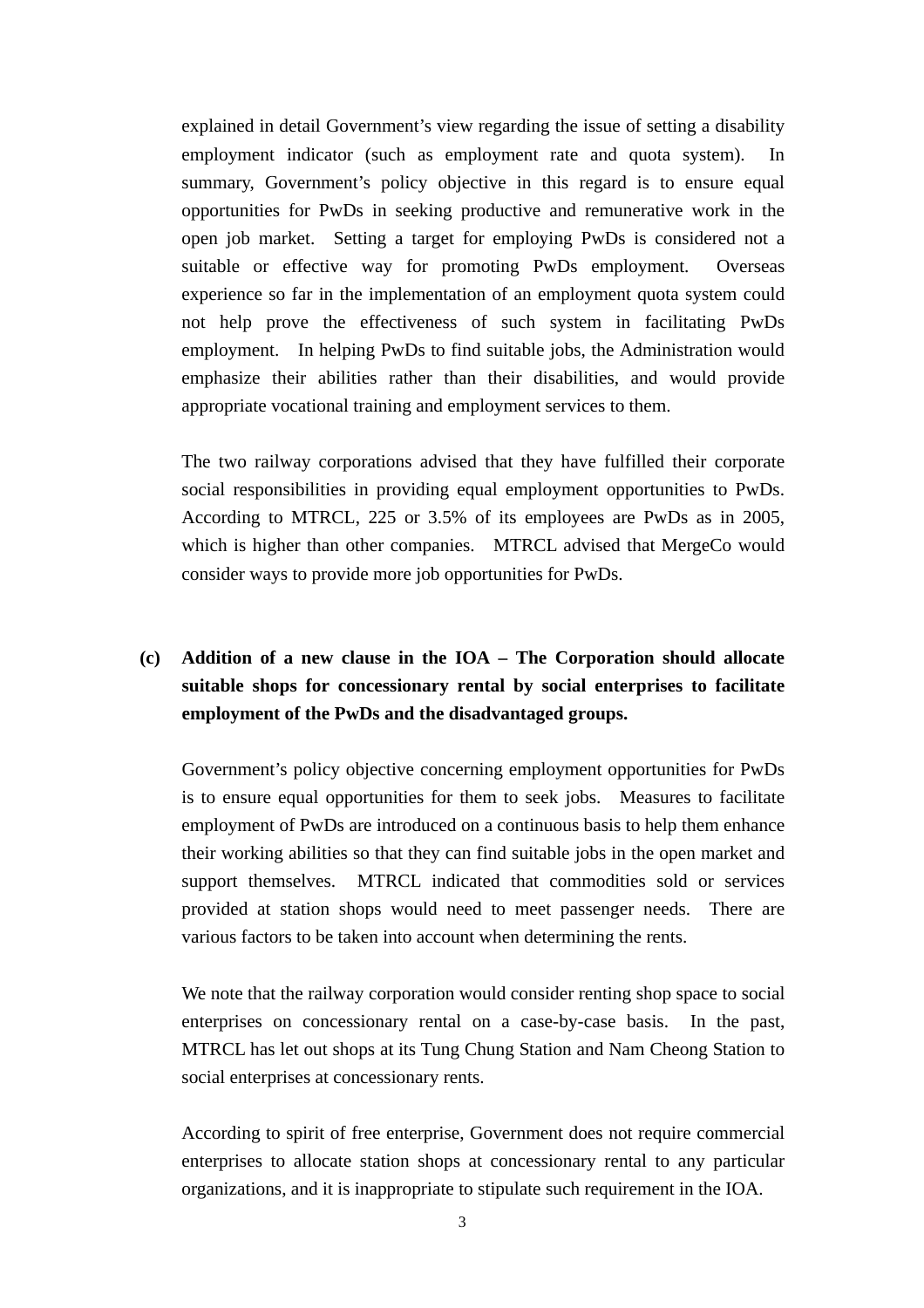explained in detail Government's view regarding the issue of setting a disability employment indicator (such as employment rate and quota system). In summary, Government's policy objective in this regard is to ensure equal opportunities for PwDs in seeking productive and remunerative work in the open job market. Setting a target for employing PwDs is considered not a suitable or effective way for promoting PwDs employment. Overseas experience so far in the implementation of an employment quota system could not help prove the effectiveness of such system in facilitating PwDs employment. In helping PwDs to find suitable jobs, the Administration would emphasize their abilities rather than their disabilities, and would provide appropriate vocational training and employment services to them.

The two railway corporations advised that they have fulfilled their corporate social responsibilities in providing equal employment opportunities to PwDs. According to MTRCL, 225 or 3.5% of its employees are PwDs as in 2005, which is higher than other companies. MTRCL advised that MergeCo would consider ways to provide more job opportunities for PwDs.

**(c) Addition of a new clause in the IOA – The Corporation should allocate suitable shops for concessionary rental by social enterprises to facilitate employment of the PwDs and the disadvantaged groups.**

Government's policy objective concerning employment opportunities for PwDs is to ensure equal opportunities for them to seek jobs. Measures to facilitate employment of PwDs are introduced on a continuous basis to help them enhance their working abilities so that they can find suitable jobs in the open market and support themselves. MTRCL indicated that commodities sold or services provided at station shops would need to meet passenger needs. There are various factors to be taken into account when determining the rents.

We note that the railway corporation would consider renting shop space to social enterprises on concessionary rental on a case-by-case basis. In the past, MTRCL has let out shops at its Tung Chung Station and Nam Cheong Station to social enterprises at concessionary rents.

According to spirit of free enterprise, Government does not require commercial enterprises to allocate station shops at concessionary rental to any particular organizations, and it is inappropriate to stipulate such requirement in the IOA.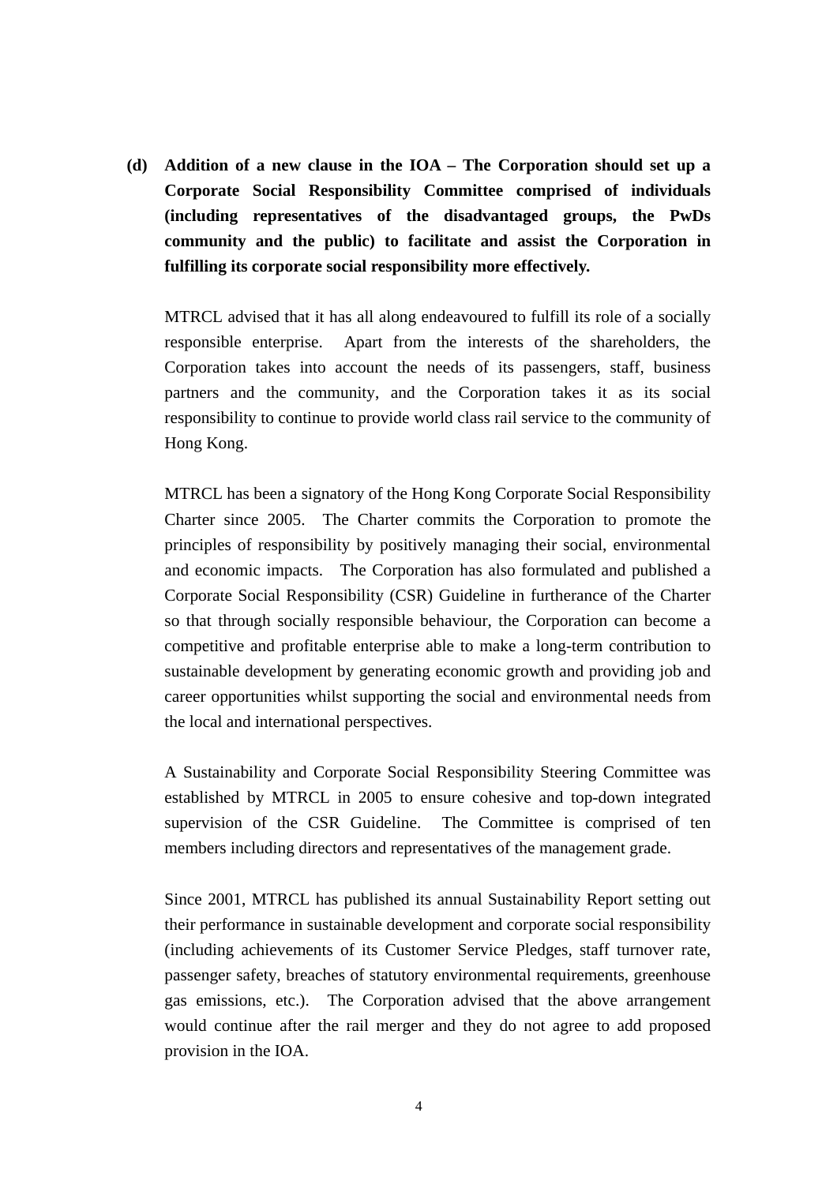**(d) Addition of a new clause in the IOA – The Corporation should set up a Corporate Social Responsibility Committee comprised of individuals (including representatives of the disadvantaged groups, the PwDs community and the public) to facilitate and assist the Corporation in fulfilling its corporate social responsibility more effectively.**

MTRCL advised that it has all along endeavoured to fulfill its role of a socially responsible enterprise. Apart from the interests of the shareholders, the Corporation takes into account the needs of its passengers, staff, business partners and the community, and the Corporation takes it as its social responsibility to continue to provide world class rail service to the community of Hong Kong.

MTRCL has been a signatory of the Hong Kong Corporate Social Responsibility Charter since 2005. The Charter commits the Corporation to promote the principles of responsibility by positively managing their social, environmental and economic impacts. The Corporation has also formulated and published a Corporate Social Responsibility (CSR) Guideline in furtherance of the Charter so that through socially responsible behaviour, the Corporation can become a competitive and profitable enterprise able to make a long-term contribution to sustainable development by generating economic growth and providing job and career opportunities whilst supporting the social and environmental needs from the local and international perspectives.

A Sustainability and Corporate Social Responsibility Steering Committee was established by MTRCL in 2005 to ensure cohesive and top-down integrated supervision of the CSR Guideline. The Committee is comprised of ten members including directors and representatives of the management grade.

Since 2001, MTRCL has published its annual Sustainability Report setting out their performance in sustainable development and corporate social responsibility (including achievements of its Customer Service Pledges, staff turnover rate, passenger safety, breaches of statutory environmental requirements, greenhouse gas emissions, etc.). The Corporation advised that the above arrangement would continue after the rail merger and they do not agree to add proposed provision in the IOA.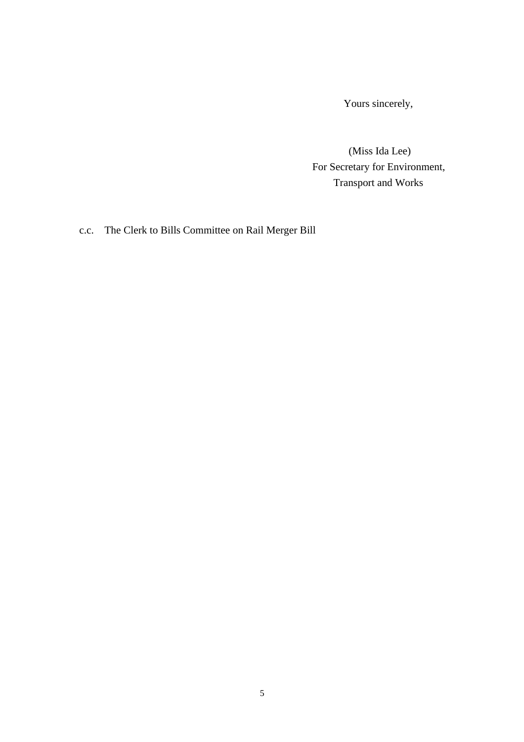Yours sincerely,

(Miss Ida Lee)
For Secretary for Environment,
Transport and Works

c.c. The Clerk to Bills Committee on Rail Merger Bill